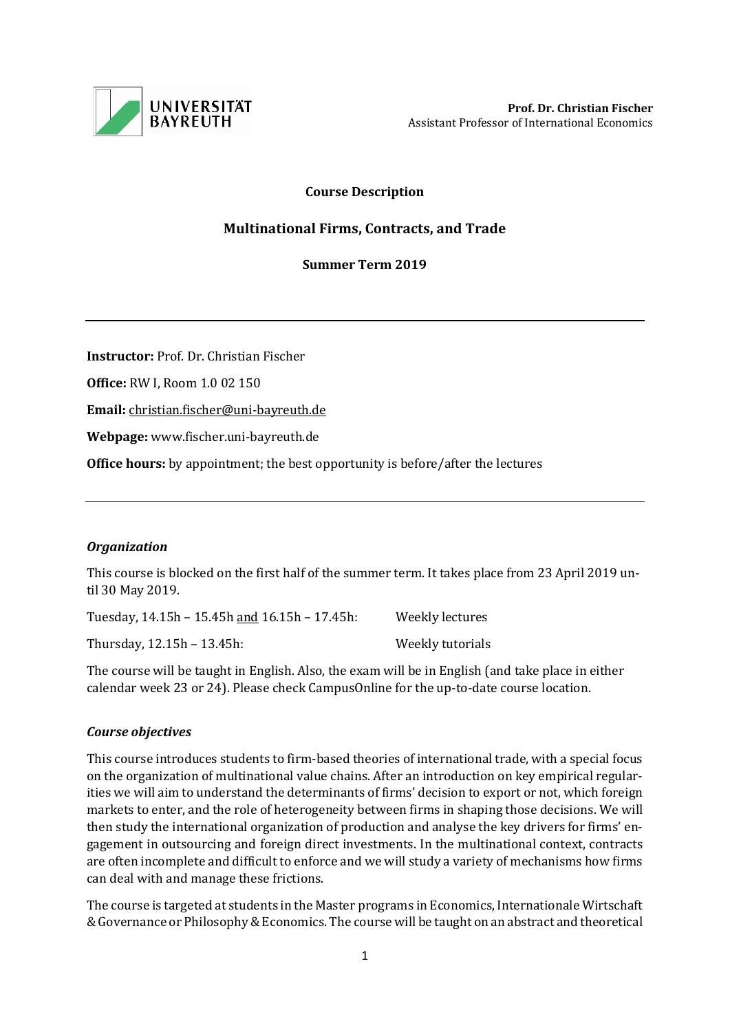UNIVERSITÄT BAYREUTH

**Prof. Dr. Christian Fischer**
Assistant Professor of International Economics

**Course Description**

## Multinational Firms, Contracts, and Trade

**Summer Term 2019**

---

**Instructor:** Prof. Dr. Christian Fischer

**Office:** RW I, Room 1.0 02 150

**Email:** christian.fischer@uni-bayreuth.de

**Webpage:** www.fischer.uni-bayreuth.de

**Office hours:** by appointment; the best opportunity is before/after the lectures

---

### *Organization*

This course is blocked on the first half of the summer term. It takes place from 23 April 2019 until 30 May 2019.

| | |
|---|---|
| Tuesday, 14.15h – 15.45h and 16.15h – 17.45h: | Weekly lectures |
| Thursday, 12.15h – 13.45h: | Weekly tutorials |

The course will be taught in English. Also, the exam will be in English (and take place in either calendar week 23 or 24). Please check CampusOnline for the up-to-date course location.

### *Course objectives*

This course introduces students to firm-based theories of international trade, with a special focus on the organization of multinational value chains. After an introduction on key empirical regularities we will aim to understand the determinants of firms' decision to export or not, which foreign markets to enter, and the role of heterogeneity between firms in shaping those decisions. We will then study the international organization of production and analyse the key drivers for firms' engagement in outsourcing and foreign direct investments. In the multinational context, contracts are often incomplete and difficult to enforce and we will study a variety of mechanisms how firms can deal with and manage these frictions.

The course is targeted at students in the Master programs in Economics, Internationale Wirtschaft & Governance or Philosophy & Economics. The course will be taught on an abstract and theoretical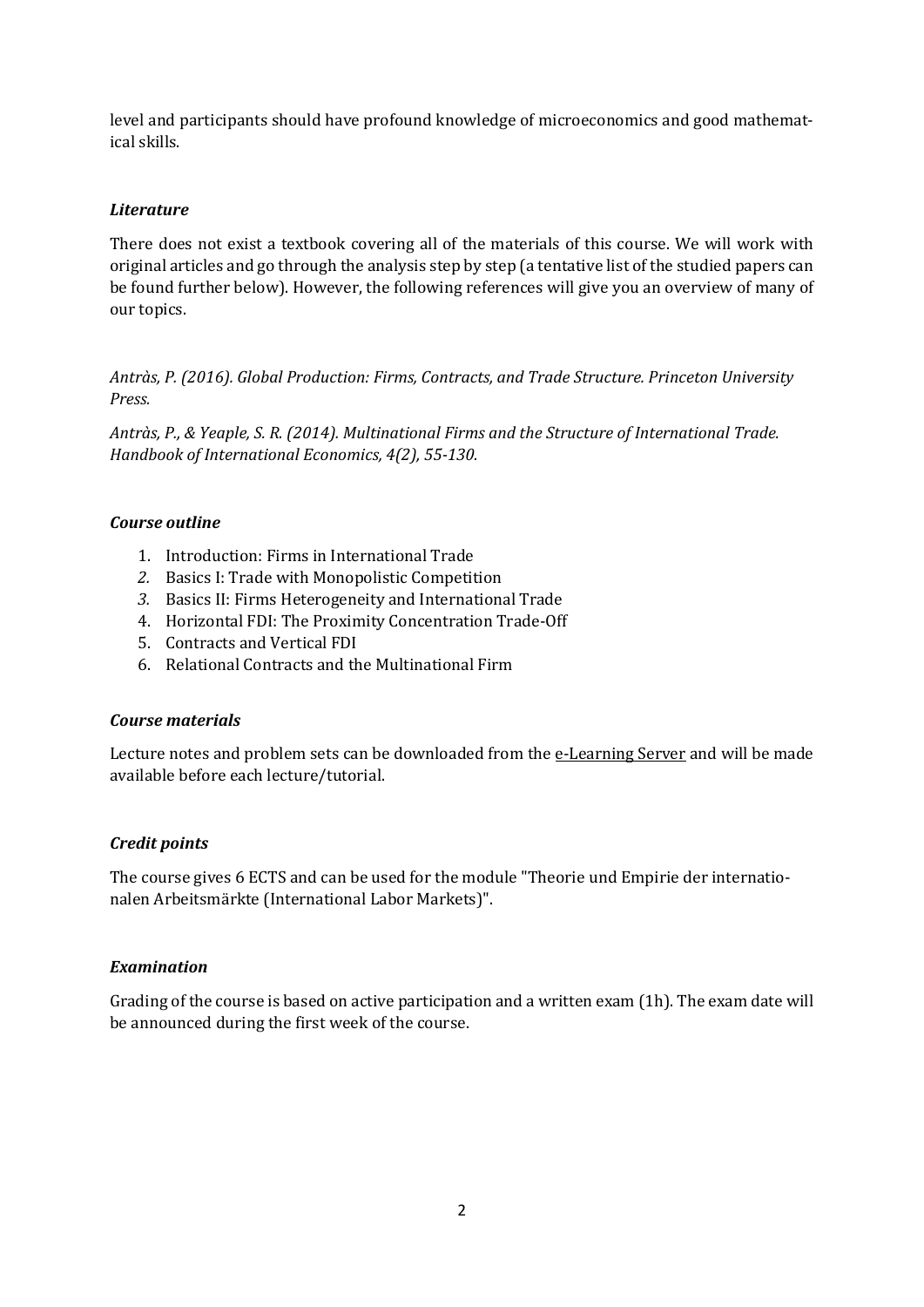level and participants should have profound knowledge of microeconomics and good mathematical skills.

### *Literature*

There does not exist a textbook covering all of the materials of this course. We will work with original articles and go through the analysis step by step (a tentative list of the studied papers can be found further below). However, the following references will give you an overview of many of our topics.

*Antràs, P. (2016). Global Production: Firms, Contracts, and Trade Structure. Princeton University Press.*

*Antràs, P., & Yeaple, S. R. (2014). Multinational Firms and the Structure of International Trade. Handbook of International Economics, 4(2), 55-130.*

### *Course outline*

1. Introduction: Firms in International Trade
2. Basics I: Trade with Monopolistic Competition
3. Basics II: Firms Heterogeneity and International Trade
4. Horizontal FDI: The Proximity Concentration Trade-Off
5. Contracts and Vertical FDI
6. Relational Contracts and the Multinational Firm

### *Course materials*

Lecture notes and problem sets can be downloaded from the e-Learning Server and will be made available before each lecture/tutorial.

### *Credit points*

The course gives 6 ECTS and can be used for the module "Theorie und Empirie der internationalen Arbeitsmärkte (International Labor Markets)".

### *Examination*

Grading of the course is based on active participation and a written exam (1h). The exam date will be announced during the first week of the course.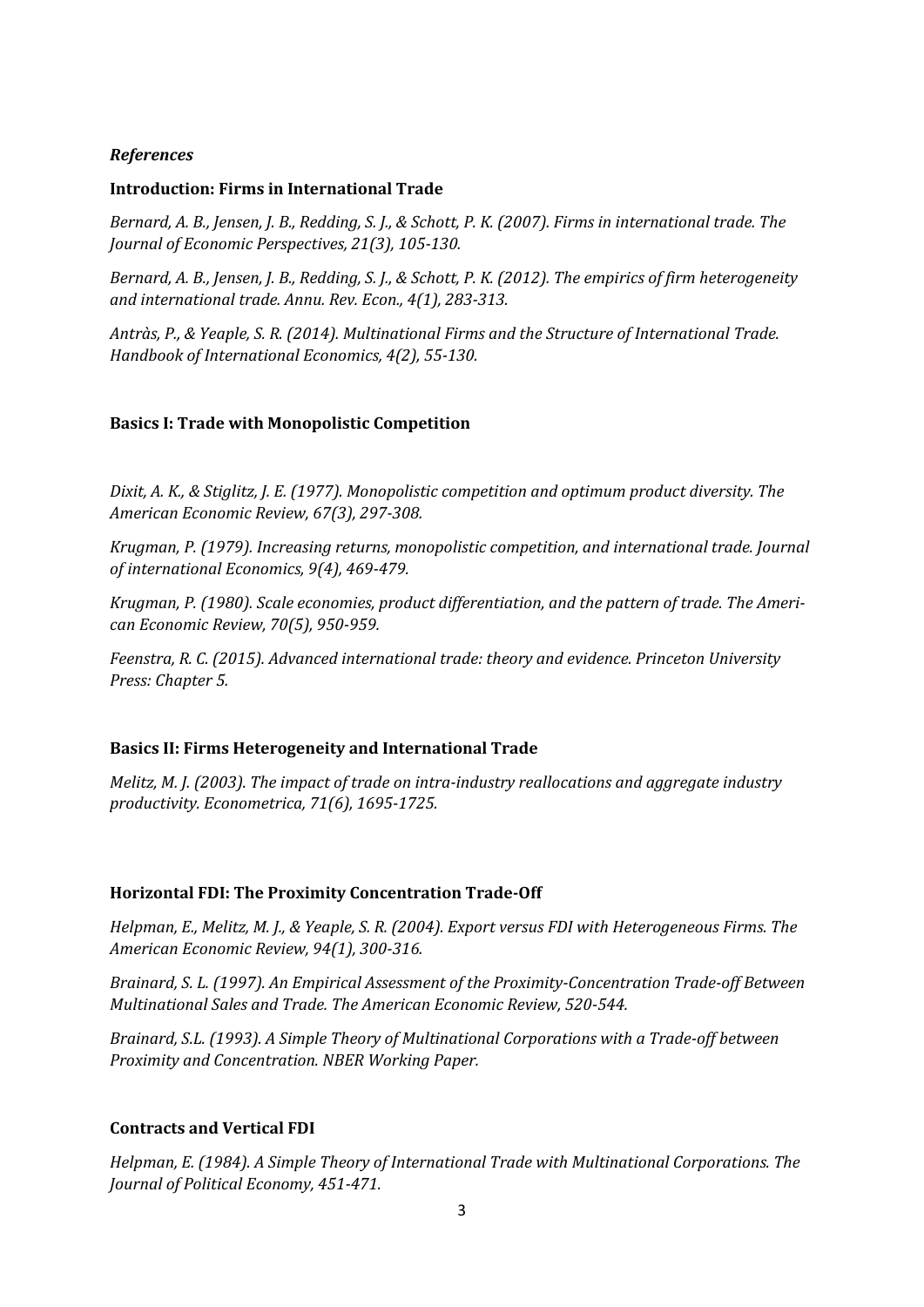***References***

**Introduction: Firms in International Trade**

*Bernard, A. B., Jensen, J. B., Redding, S. J., & Schott, P. K. (2007). Firms in international trade. The Journal of Economic Perspectives, 21(3), 105-130.*

*Bernard, A. B., Jensen, J. B., Redding, S. J., & Schott, P. K. (2012). The empirics of firm heterogeneity and international trade. Annu. Rev. Econ., 4(1), 283-313.*

*Antràs, P., & Yeaple, S. R. (2014). Multinational Firms and the Structure of International Trade. Handbook of International Economics, 4(2), 55-130.*

**Basics I: Trade with Monopolistic Competition**

*Dixit, A. K., & Stiglitz, J. E. (1977). Monopolistic competition and optimum product diversity. The American Economic Review, 67(3), 297-308.*

*Krugman, P. (1979). Increasing returns, monopolistic competition, and international trade. Journal of international Economics, 9(4), 469-479.*

*Krugman, P. (1980). Scale economies, product differentiation, and the pattern of trade. The American Economic Review, 70(5), 950-959.*

*Feenstra, R. C. (2015). Advanced international trade: theory and evidence. Princeton University Press: Chapter 5.*

**Basics II: Firms Heterogeneity and International Trade**

*Melitz, M. J. (2003). The impact of trade on intra-industry reallocations and aggregate industry productivity. Econometrica, 71(6), 1695-1725.*

**Horizontal FDI: The Proximity Concentration Trade-Off**

*Helpman, E., Melitz, M. J., & Yeaple, S. R. (2004). Export versus FDI with Heterogeneous Firms. The American Economic Review, 94(1), 300-316.*

*Brainard, S. L. (1997). An Empirical Assessment of the Proximity-Concentration Trade-off Between Multinational Sales and Trade. The American Economic Review, 520-544.*

*Brainard, S.L. (1993). A Simple Theory of Multinational Corporations with a Trade-off between Proximity and Concentration. NBER Working Paper.*

**Contracts and Vertical FDI**

*Helpman, E. (1984). A Simple Theory of International Trade with Multinational Corporations. The Journal of Political Economy, 451-471.*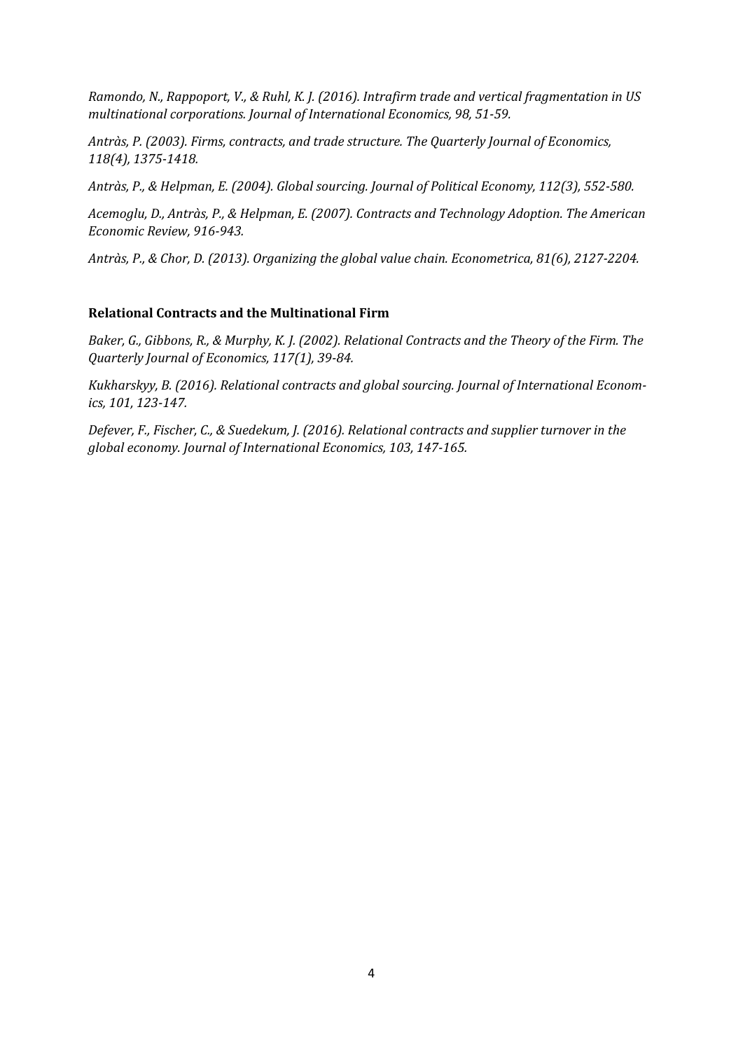*Ramondo, N., Rappoport, V., & Ruhl, K. J. (2016). Intrafirm trade and vertical fragmentation in US multinational corporations. Journal of International Economics, 98, 51-59.*

*Antràs, P. (2003). Firms, contracts, and trade structure. The Quarterly Journal of Economics, 118(4), 1375-1418.*

*Antràs, P., & Helpman, E. (2004). Global sourcing. Journal of Political Economy, 112(3), 552-580.*

*Acemoglu, D., Antràs, P., & Helpman, E. (2007). Contracts and Technology Adoption. The American Economic Review, 916-943.*

*Antràs, P., & Chor, D. (2013). Organizing the global value chain. Econometrica, 81(6), 2127-2204.*

**Relational Contracts and the Multinational Firm**

*Baker, G., Gibbons, R., & Murphy, K. J. (2002). Relational Contracts and the Theory of the Firm. The Quarterly Journal of Economics, 117(1), 39-84.*

*Kukharskyy, B. (2016). Relational contracts and global sourcing. Journal of International Economics, 101, 123-147.*

*Defever, F., Fischer, C., & Suedekum, J. (2016). Relational contracts and supplier turnover in the global economy. Journal of International Economics, 103, 147-165.*